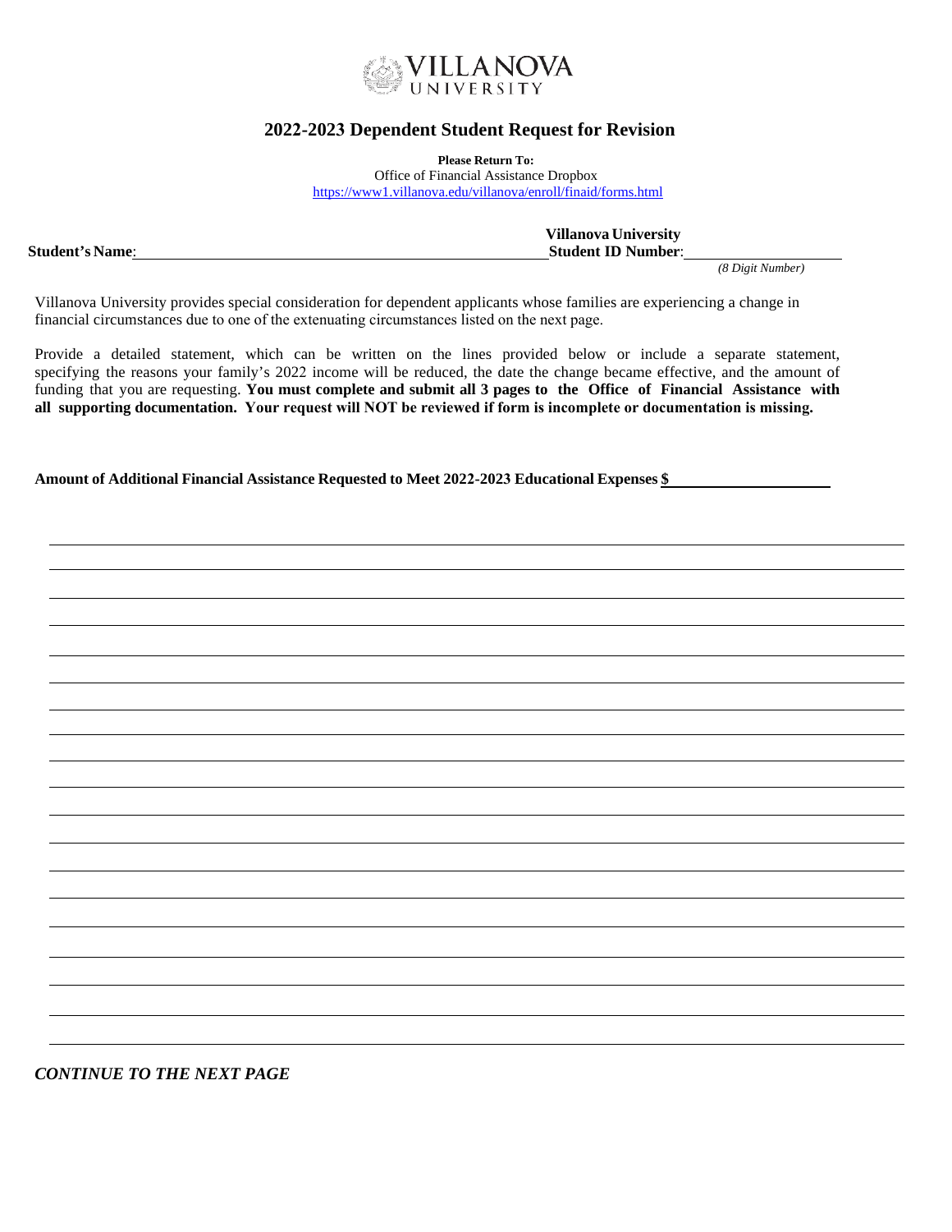VILLANOVA UNIVERSITY

# 2022-2023 Dependent Student Request for Revision

**Please Return To:**
Office of Financial Assistance Dropbox
https://www1.villanova.edu/villanova/enroll/finaid/forms.html

**Student's Name**: ______________________________ **Villanova University Student ID Number**: ______________
*(8 Digit Number)*

Villanova University provides special consideration for dependent applicants whose families are experiencing a change in financial circumstances due to one of the extenuating circumstances listed on the next page.

Provide a detailed statement, which can be written on the lines provided below or include a separate statement, specifying the reasons your family's 2022 income will be reduced, the date the change became effective, and the amount of funding that you are requesting. **You must complete and submit all 3 pages to the Office of Financial Assistance with all supporting documentation. Your request will NOT be reviewed if form is incomplete or documentation is missing.**

**Amount of Additional Financial Assistance Requested to Meet 2022-2023 Educational Expenses $** ______________

______________________________________________________________________________
______________________________________________________________________________
______________________________________________________________________________
______________________________________________________________________________
______________________________________________________________________________
______________________________________________________________________________
______________________________________________________________________________
______________________________________________________________________________
______________________________________________________________________________
______________________________________________________________________________
______________________________________________________________________________
______________________________________________________________________________
______________________________________________________________________________
______________________________________________________________________________
______________________________________________________________________________
______________________________________________________________________________
______________________________________________________________________________
______________________________________________________________________________
______________________________________________________________________________

***CONTINUE TO THE NEXT PAGE***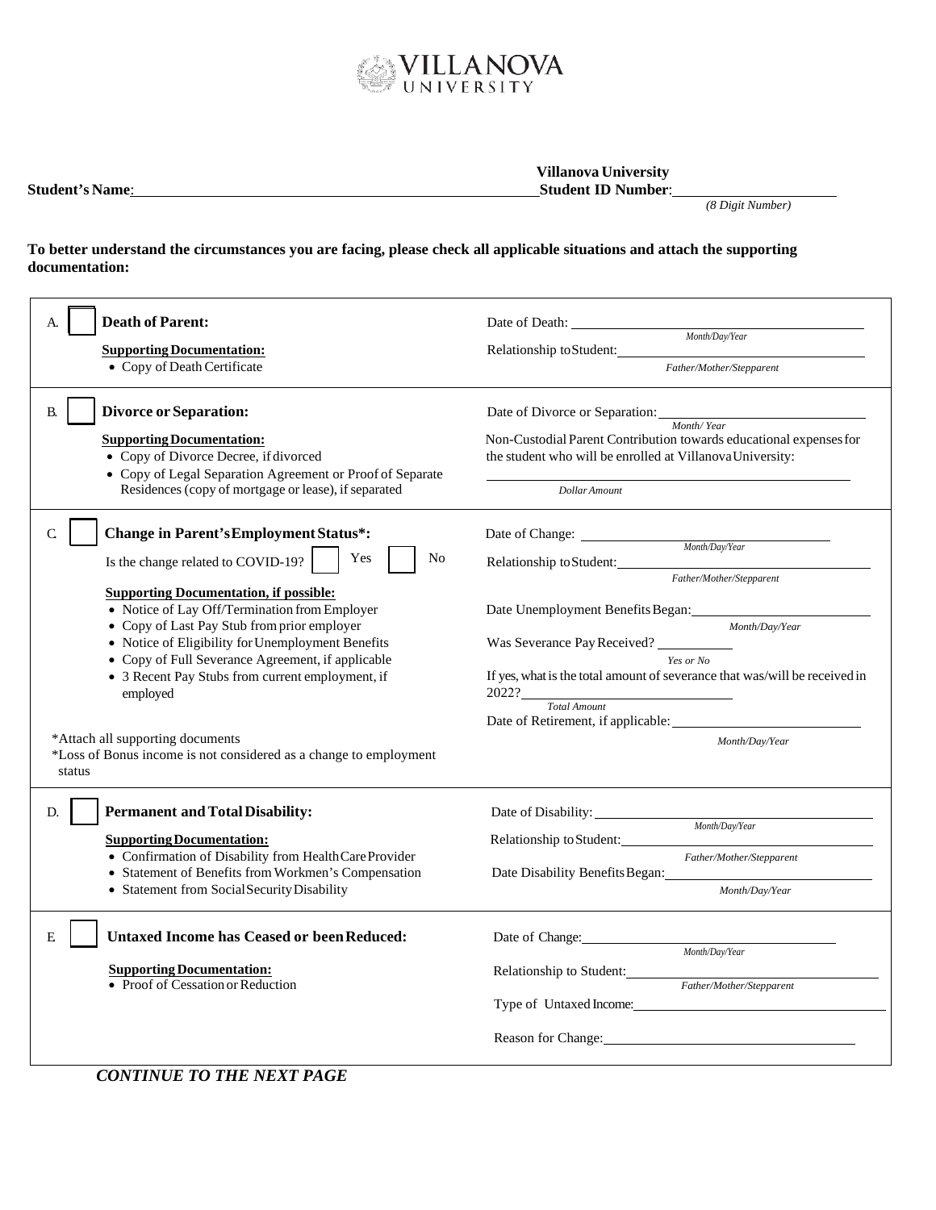# VILLANOVA UNIVERSITY

**Student's Name**: ______________________________ **Villanova University Student ID Number**: ______________ *(8 Digit Number)*

**To better understand the circumstances you are facing, please check all applicable situations and attach the supporting documentation:**

| | |
|---|---|
| A. ☐ **Death of Parent:**<br><br>**Supporting Documentation:**<br>• Copy of Death Certificate | Date of Death: ______________ *Month/Day/Year*<br>Relationship to Student: ______________ *Father/Mother/Stepparent* |
| B. ☐ **Divorce or Separation:**<br><br>**Supporting Documentation:**<br>• Copy of Divorce Decree, if divorced<br>• Copy of Legal Separation Agreement or Proof of Separate Residences (copy of mortgage or lease), if separated | Date of Divorce or Separation: ______________ *Month/ Year*<br>Non-Custodial Parent Contribution towards educational expenses for the student who will be enrolled at Villanova University:<br>______________ *Dollar Amount* |
| C. ☐ **Change in Parent's Employment Status*:**<br>Is the change related to COVID-19? ☐ Yes ☐ No<br><br>**Supporting Documentation, if possible:**<br>• Notice of Lay Off/Termination from Employer<br>• Copy of Last Pay Stub from prior employer<br>• Notice of Eligibility for Unemployment Benefits<br>• Copy of Full Severance Agreement, if applicable<br>• 3 Recent Pay Stubs from current employment, if employed<br><br>*Attach all supporting documents<br>*Loss of Bonus income is not considered as a change to employment status | Date of Change: ______________ *Month/Day/Year*<br>Relationship to Student: ______________ *Father/Mother/Stepparent*<br><br>Date Unemployment Benefits Began: ______________ *Month/Day/Year*<br>Was Severance Pay Received? __________ *Yes or No*<br>If yes, what is the total amount of severance that was/will be received in 2022? __________ *Total Amount*<br>Date of Retirement, if applicable: ______________ *Month/Day/Year* |
| D. ☐ **Permanent and Total Disability:**<br><br>**Supporting Documentation:**<br>• Confirmation of Disability from Health Care Provider<br>• Statement of Benefits from Workmen's Compensation<br>• Statement from Social Security Disability | Date of Disability: ______________ *Month/Day/Year*<br>Relationship to Student: ______________ *Father/Mother/Stepparent*<br>Date Disability Benefits Began: ______________ *Month/Day/Year* |
| E. ☐ **Untaxed Income has Ceased or been Reduced:**<br><br>**Supporting Documentation:**<br>• Proof of Cessation or Reduction | Date of Change: ______________ *Month/Day/Year*<br>Relationship to Student: ______________ *Father/Mother/Stepparent*<br>Type of Untaxed Income: ______________<br>Reason for Change: ______________ |

***CONTINUE TO THE NEXT PAGE***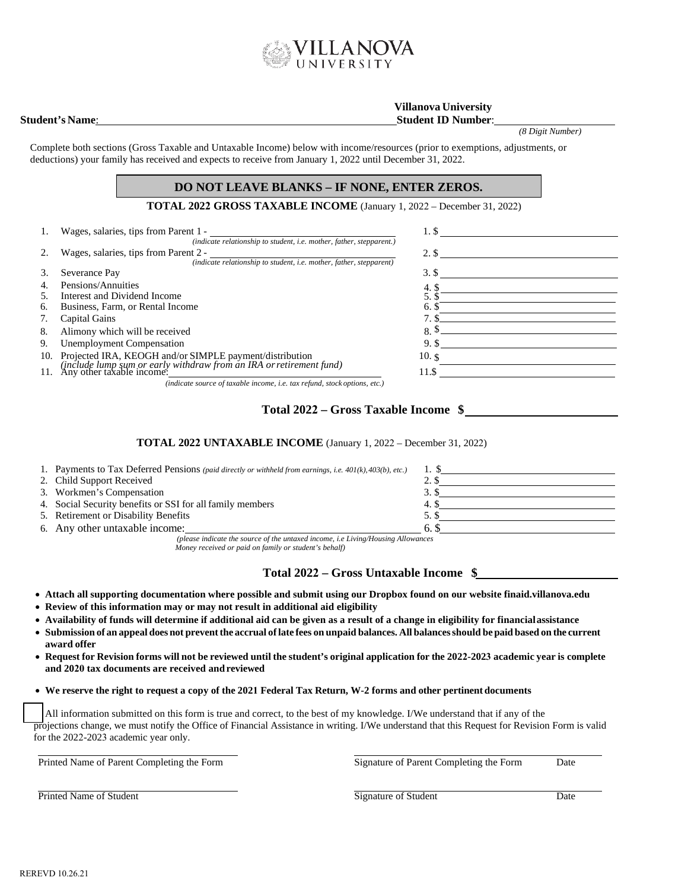VILLANOVA UNIVERSITY

**Student's Name**: ______________________ **Villanova University Student ID Number**: ______________________
*(8 Digit Number)*

Complete both sections (Gross Taxable and Untaxable Income) below with income/resources (prior to exemptions, adjustments, or deductions) your family has received and expects to receive from January 1, 2022 until December 31, 2022.

## DO NOT LEAVE BLANKS – IF NONE, ENTER ZEROS.

### TOTAL 2022 GROSS TAXABLE INCOME (January 1, 2022 – December 31, 2022)

1. Wages, salaries, tips from Parent 1 - ______________________ 1. $ ______________________
   *(indicate relationship to student, i.e. mother, father, stepparent.)*
2. Wages, salaries, tips from Parent 2 - ______________________ 2. $ ______________________
   *(indicate relationship to student, i.e. mother, father, stepparent)*
3. Severance Pay 3. $ ______________________
4. Pensions/Annuities 4. $ ______________________
5. Interest and Dividend Income 5. $ ______________________
6. Business, Farm, or Rental Income 6. $ ______________________
7. Capital Gains 7. $ ______________________
8. Alimony which will be received 8. $ ______________________
9. Unemployment Compensation 9. $ ______________________
10. Projected IRA, KEOGH and/or SIMPLE payment/distribution 10. $ ______________________
    *(include lump sum or early withdraw from an IRA or retirement fund)*
11. Any other taxable income: ______________________ 11. $ ______________________
    *(indicate source of taxable income, i.e. tax refund, stock options, etc.)*

**Total 2022 – Gross Taxable Income $** ______________________

### TOTAL 2022 UNTAXABLE INCOME (January 1, 2022 – December 31, 2022)

1. Payments to Tax Deferred Pensions *(paid directly or withheld from earnings, i.e. 401(k),403(b), etc.)* 1. $ ______________________
2. Child Support Received 2. $ ______________________
3. Workmen's Compensation 3. $ ______________________
4. Social Security benefits or SSI for all family members 4. $ ______________________
5. Retirement or Disability Benefits 5. $ ______________________
6. Any other untaxable income: ______________________ 6. $ ______________________
   *(please indicate the source of the untaxed income, i.e Living/Housing Allowances Money received or paid on family or student's behalf)*

**Total 2022 – Gross Untaxable Income $** ______________________

- **Attach all supporting documentation where possible and submit using our Dropbox found on our website finaid.villanova.edu**
- **Review of this information may or may not result in additional aid eligibility**
- **Availability of funds will determine if additional aid can be given as a result of a change in eligibility for financial assistance**
- **Submission of an appeal does not prevent the accrual of late fees on unpaid balances. All balances should be paid based on the current award offer**
- **Request for Revision forms will not be reviewed until the student's original application for the 2022-2023 academic year is complete and 2020 tax documents are received and reviewed**
- **We reserve the right to request a copy of the 2021 Federal Tax Return, W-2 forms and other pertinent documents**

☐ All information submitted on this form is true and correct, to the best of my knowledge. I/We understand that if any of the projections change, we must notify the Office of Financial Assistance in writing. I/We understand that this Request for Revision Form is valid for the 2022-2023 academic year only.

______________________ ______________________
Printed Name of Parent Completing the Form Signature of Parent Completing the Form Date

______________________ ______________________
Printed Name of Student Signature of Student Date

REREVD 10.26.21